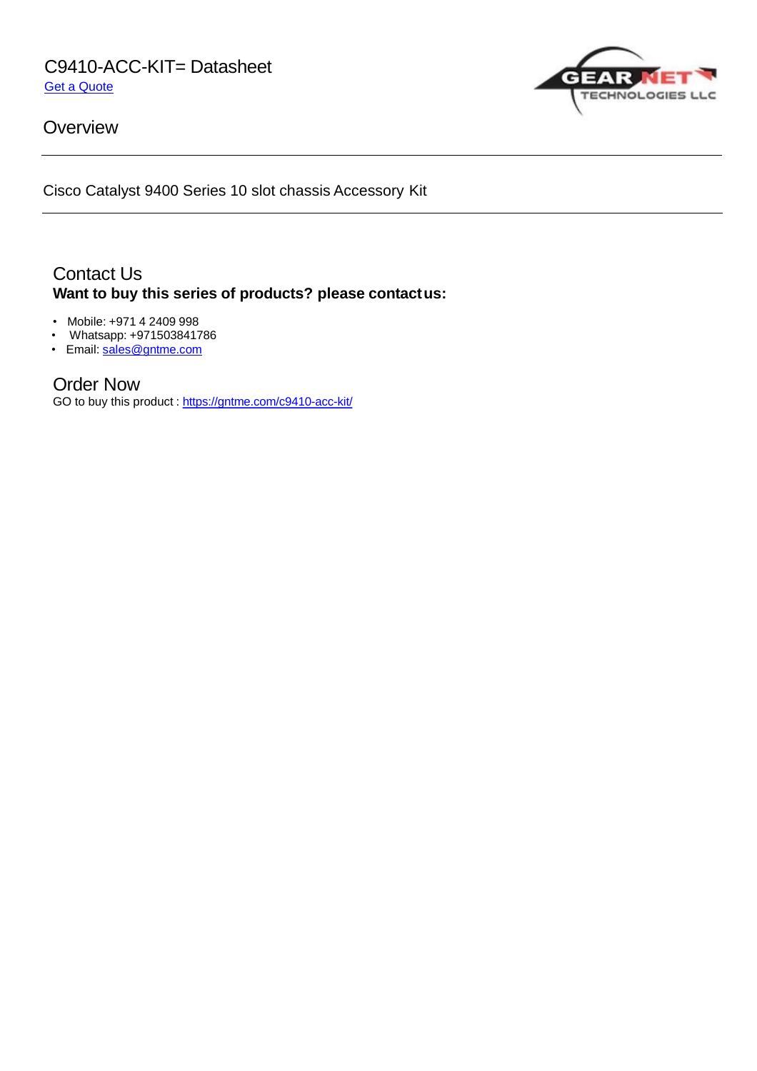# C9410-ACC-KIT= Datasheet

[Get a Quote]

## Overview

---

Cisco Catalyst 9400 Series 10 slot chassis Accessory Kit

---

## Contact Us

**Want to buy this series of products? please contact us:**

- Mobile: +971 4 2409 998
- Whatsapp: +971503841786
- Email: sales@gntme.com

## Order Now

GO to buy this product : https://gntme.com/c9410-acc-kit/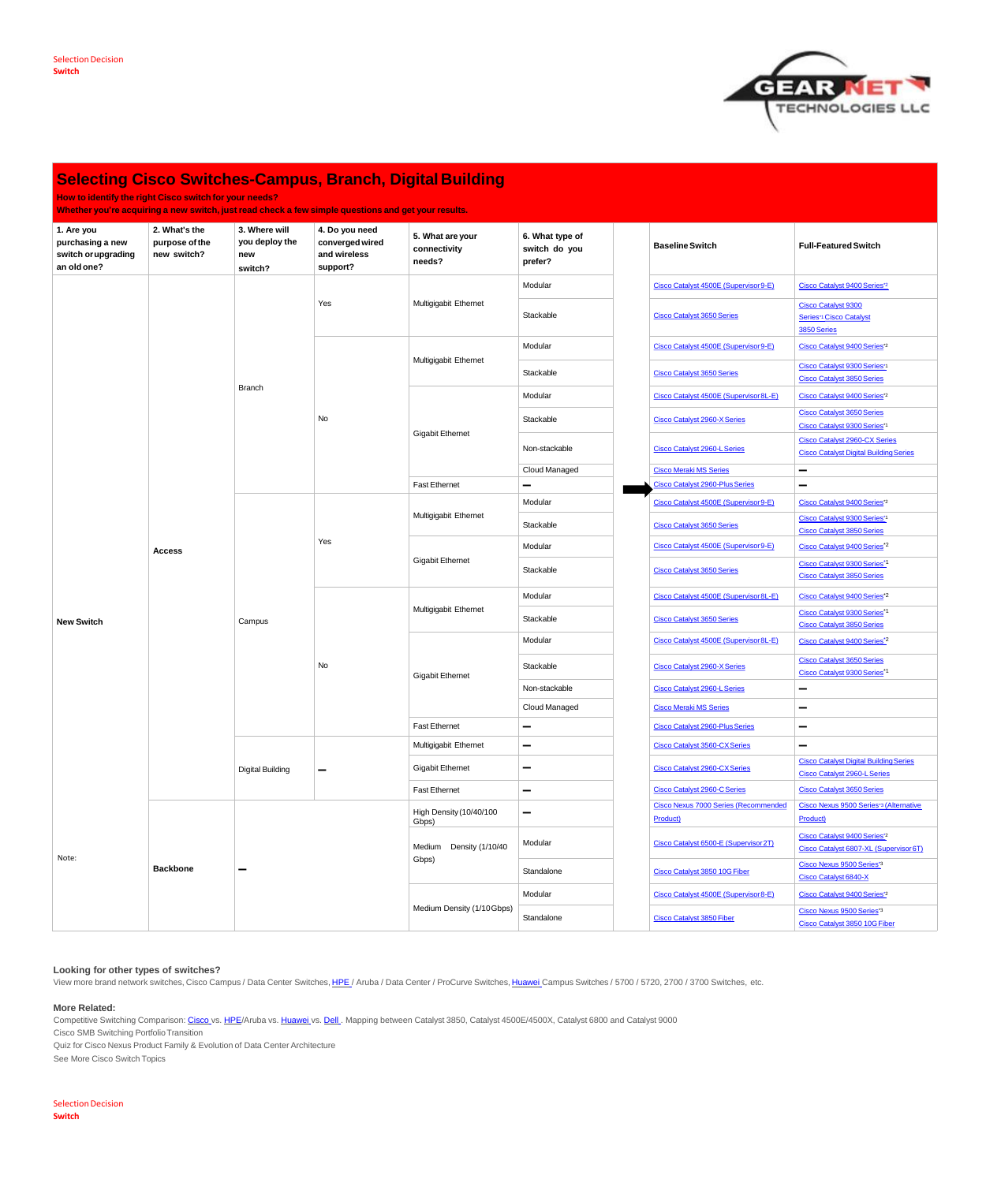# Selecting Cisco Switches-Campus, Branch, Digital Building

How to identify the right Cisco switch for your needs?
Whether you're acquiring a new switch, just read check a few simple questions and get your results.

| 1. Are you purchasing a new switch or upgrading an old one? | 2. What's the purpose of the new switch? | 3. Where will you deploy the new switch? | 4. Do you need converged wired and wireless support? | 5. What are your connectivity needs? | 6. What type of switch do you prefer? | | Baseline Switch | Full-Featured Switch |
|---|---|---|---|---|---|---|---|---|
| New Switch | Access | Branch | Yes | Multigigabit Ethernet | Modular | | Cisco Catalyst 4500E (Supervisor 9-E) | Cisco Catalyst 9400 Series[2] |
| | | | | | Stackable | | Cisco Catalyst 3650 Series | Cisco Catalyst 9300 Series[1] Cisco Catalyst 3850 Series |
| | | | No | Multigigabit Ethernet | Modular | | Cisco Catalyst 4500E (Supervisor 9-E) | Cisco Catalyst 9400 Series[2] |
| | | | | | Stackable | | Cisco Catalyst 3650 Series | Cisco Catalyst 9300 Series[1] Cisco Catalyst 3850 Series |
| | | | | Gigabit Ethernet | Modular | | Cisco Catalyst 4500E (Supervisor 8L-E) | Cisco Catalyst 9400 Series[2] |
| | | | | | Stackable | | Cisco Catalyst 2960-X Series | Cisco Catalyst 3650 Series Cisco Catalyst 9300 Series[1] |
| | | | | | Non-stackable | | Cisco Catalyst 2960-L Series | Cisco Catalyst 2960-CX Series Cisco Catalyst Digital Building Series |
| | | | | | Cloud Managed | | Cisco Meraki MS Series | – |
| | | | | Fast Ethernet | – | ➡ | Cisco Catalyst 2960-Plus Series | – |
| | | Campus | Yes | Multigigabit Ethernet | Modular | | Cisco Catalyst 4500E (Supervisor 9-E) | Cisco Catalyst 9400 Series[2] |
| | | | | | Stackable | | Cisco Catalyst 3650 Series | Cisco Catalyst 9300 Series[1] Cisco Catalyst 3850 Series |
| | | | | Gigabit Ethernet | Modular | | Cisco Catalyst 4500E (Supervisor 9-E) | Cisco Catalyst 9400 Series[2] |
| | | | | | Stackable | | Cisco Catalyst 3650 Series | Cisco Catalyst 9300 Series[1] Cisco Catalyst 3850 Series |
| | | | No | Multigigabit Ethernet | Modular | | Cisco Catalyst 4500E (Supervisor 8L-E) | Cisco Catalyst 9400 Series[2] |
| | | | | | Stackable | | Cisco Catalyst 3650 Series | Cisco Catalyst 9300 Series[1] Cisco Catalyst 3850 Series |
| | | | | Gigabit Ethernet | Modular | | Cisco Catalyst 4500E (Supervisor 8L-E) | Cisco Catalyst 9400 Series[2] |
| | | | | | Stackable | | Cisco Catalyst 2960-X Series | Cisco Catalyst 3650 Series Cisco Catalyst 9300 Series[1] |
| | | | | | Non-stackable | | Cisco Catalyst 2960-L Series | – |
| | | | | | Cloud Managed | | Cisco Meraki MS Series | – |
| | | | | Fast Ethernet | – | | Cisco Catalyst 2960-Plus Series | – |
| | | Digital Building | – | Multigigabit Ethernet | – | | Cisco Catalyst 3560-CX Series | – |
| | | | | Gigabit Ethernet | – | | Cisco Catalyst 2960-CX Series | Cisco Catalyst Digital Building Series Cisco Catalyst 2960-L Series |
| | | | | Fast Ethernet | – | | Cisco Catalyst 2960-C Series | Cisco Catalyst 3650 Series |
| Note: | Backbone | – | | High Density (10/40/100 Gbps) | – | | Cisco Nexus 7000 Series (Recommended Product) | Cisco Nexus 9500 Series[3] (Alternative Product) |
| | | | | Medium Density (1/10/40 Gbps) | Modular | | Cisco Catalyst 6500-E (Supervisor 2T) | Cisco Catalyst 9400 Series[2] Cisco Catalyst 6807-XL (Supervisor 6T) |
| | | | | | Standalone | | Cisco Catalyst 3850 10G Fiber | Cisco Nexus 9500 Series[3] Cisco Catalyst 6840-X |
| | | | | Medium Density (1/10 Gbps) | Modular | | Cisco Catalyst 4500E (Supervisor 8-E) | Cisco Catalyst 9400 Series[2] |
| | | | | | Standalone | | Cisco Catalyst 3850 Fiber | Cisco Nexus 9500 Series[3] Cisco Catalyst 3850 10G Fiber |

**Looking for other types of switches?**

View more brand network switches, Cisco Campus / Data Center Switches, HPE / Aruba / Data Center / ProCurve Switches, Huawei Campus Switches / 5700 / 5720, 2700 / 3700 Switches, etc.

**More Related:**

Competitive Switching Comparison: Cisco vs. HPE/Aruba vs. Huawei vs. Dell , Mapping between Catalyst 3850, Catalyst 4500E/4500X, Catalyst 6800 and Catalyst 9000

Cisco SMB Switching Portfolio Transition

Quiz for Cisco Nexus Product Family & Evolution of Data Center Architecture

See More Cisco Switch Topics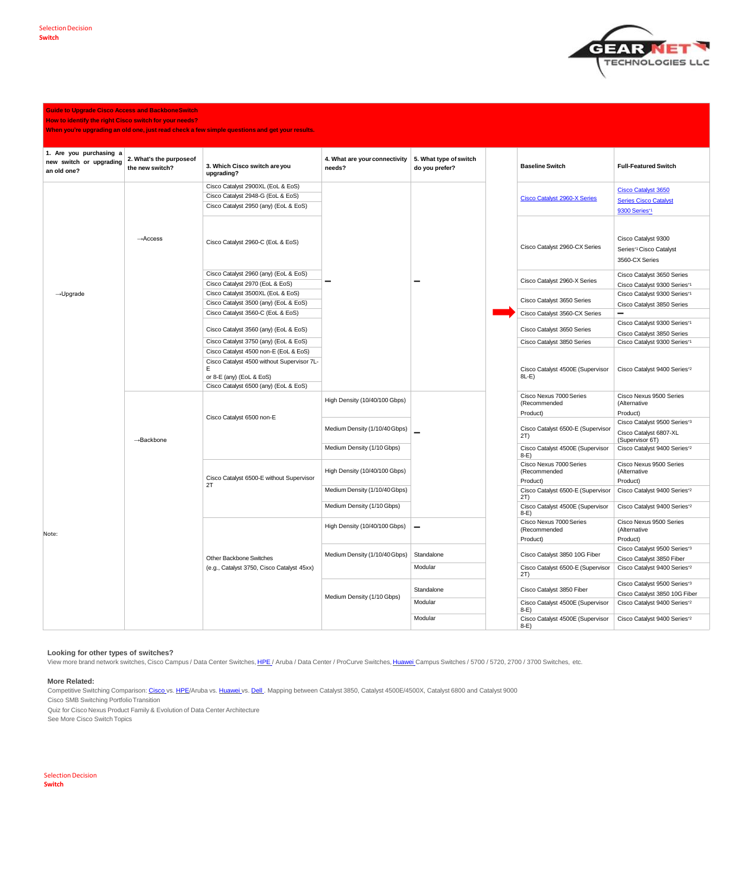**Guide to Upgrade Cisco Access and Backbone Switch**

**How to identify the right Cisco switch for your needs?**

**When you're upgrading an old one, just read check a few simple questions and get your results.**

| 1. Are you purchasing a new switch or upgrading an old one? | 2. What's the purpose of the new switch? | 3. Which Cisco switch are you upgrading? | 4. What are your connectivity needs? | 5. What type of switch do you prefer? | | Baseline Switch | Full-Featured Switch |
|---|---|---|---|---|---|---|---|
| →Upgrade | →Access | Cisco Catalyst 2900XL (EoL & EoS)<br>Cisco Catalyst 2948-G (EoL & EoS)<br>Cisco Catalyst 2950 (any) (EoL & EoS) | – | – | | Cisco Catalyst 2960-X Series | Cisco Catalyst 3650 Series Cisco Catalyst 9300 Series[1] |
| | | Cisco Catalyst 2960-C (EoL & EoS) | | | | Cisco Catalyst 2960-CX Series | Cisco Catalyst 9300 Series[1] Cisco Catalyst 3560-CX Series |
| | | Cisco Catalyst 2960 (any) (EoL & EoS)<br>Cisco Catalyst 2970 (EoL & EoS) | | | | Cisco Catalyst 2960-X Series | Cisco Catalyst 3650 Series<br>Cisco Catalyst 9300 Series[1] |
| | | Cisco Catalyst 3500XL (EoL & EoS)<br>Cisco Catalyst 3500 (any) (EoL & EoS) | | | | Cisco Catalyst 3650 Series | Cisco Catalyst 9300 Series[1]<br>Cisco Catalyst 3850 Series |
| | | Cisco Catalyst 3560-C (EoL & EoS) | | | ➡ | Cisco Catalyst 3560-CX Series | – |
| | | Cisco Catalyst 3560 (any) (EoL & EoS) | | | | Cisco Catalyst 3650 Series | Cisco Catalyst 9300 Series[1]<br>Cisco Catalyst 3850 Series |
| | | Cisco Catalyst 3750 (any) (EoL & EoS) | | | | Cisco Catalyst 3850 Series | Cisco Catalyst 9300 Series[1] |
| | | Cisco Catalyst 4500 non-E (EoL & EoS)<br>Cisco Catalyst 4500 without Supervisor 7L-E or 8-E (any) (EoL & EoS)<br>Cisco Catalyst 6500 (any) (EoL & EoS) | | | | Cisco Catalyst 4500E (Supervisor 8L-E) | Cisco Catalyst 9400 Series[2] |
| | →Backbone | Cisco Catalyst 6500 non-E | High Density (10/40/100 Gbps) | – | | Cisco Nexus 7000 Series (Recommended Product) | Cisco Nexus 9500 Series (Alternative Product) |
| | | | Medium Density (1/10/40 Gbps) | | | Cisco Catalyst 6500-E (Supervisor 2T) | Cisco Catalyst 9500 Series[3]<br>Cisco Catalyst 6807-XL (Supervisor 6T) |
| | | | Medium Density (1/10 Gbps) | | | Cisco Catalyst 4500E (Supervisor 8-E) | Cisco Catalyst 9400 Series[2] |
| | | Cisco Catalyst 6500-E without Supervisor 2T | High Density (10/40/100 Gbps) | | | Cisco Nexus 7000 Series (Recommended Product) | Cisco Nexus 9500 Series (Alternative Product) |
| | | | Medium Density (1/10/40 Gbps) | | | Cisco Catalyst 6500-E (Supervisor 2T) | Cisco Catalyst 9400 Series[2] |
| | | | Medium Density (1/10 Gbps) | | | Cisco Catalyst 4500E (Supervisor 8-E) | Cisco Catalyst 9400 Series[2] |
| Note: | | Other Backbone Switches (e.g., Catalyst 3750, Cisco Catalyst 45xx) | High Density (10/40/100 Gbps) | – | | Cisco Nexus 7000 Series (Recommended Product) | Cisco Nexus 9500 Series (Alternative Product) |
| | | | Medium Density (1/10/40 Gbps) | Standalone | | Cisco Catalyst 3850 10G Fiber | Cisco Catalyst 9500 Series[3]<br>Cisco Catalyst 3850 Fiber |
| | | | | Modular | | Cisco Catalyst 6500-E (Supervisor 2T) | Cisco Catalyst 9400 Series[2] |
| | | | Medium Density (1/10 Gbps) | Standalone | | Cisco Catalyst 3850 Fiber | Cisco Catalyst 9500 Series[3]<br>Cisco Catalyst 3850 10G Fiber |
| | | | | Modular | | Cisco Catalyst 4500E (Supervisor 8-E) | Cisco Catalyst 9400 Series[2] |
| | | | | Modular | | Cisco Catalyst 4500E (Supervisor 8-E) | Cisco Catalyst 9400 Series[2] |

**Looking for other types of switches?**

View more brand network switches, Cisco Campus / Data Center Switches, HPE / Aruba / Data Center / ProCurve Switches, Huawei Campus Switches / 5700 / 5720, 2700 / 3700 Switches, etc.

**More Related:**

Competitive Switching Comparison: Cisco vs. HPE/Aruba vs. Huawei vs. Dell. Mapping between Catalyst 3850, Catalyst 4500E/4500X, Catalyst 6800 and Catalyst 9000

Cisco SMB Switching Portfolio Transition

Quiz for Cisco Nexus Product Family & Evolution of Data Center Architecture

See More Cisco Switch Topics